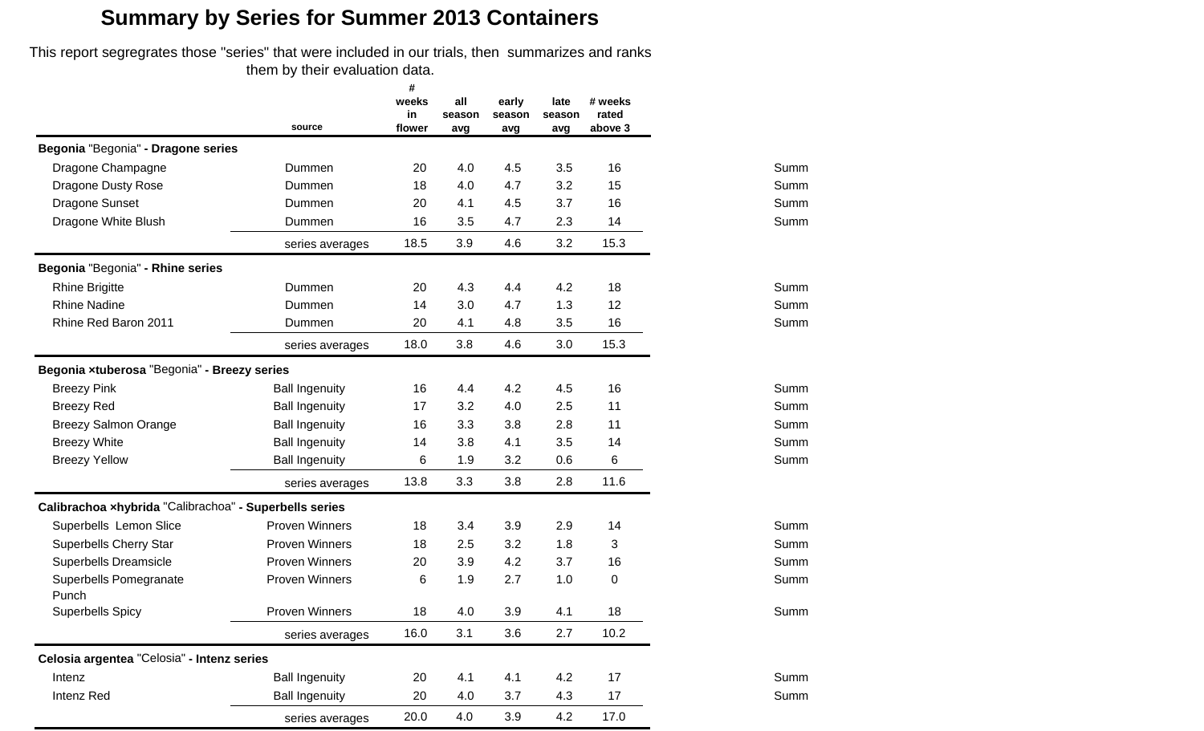# Summary by Series for Summer 2013 Containers

This report segregrates those "series" that were included in our trials, then summarizes and ranks them by their evaluation data.

| | source | # weeks in flower | all season avg | early season avg | late season avg | # weeks rated above 3 | |
|---|---|---|---|---|---|---|---|
| **Begonia** "Begonia" **- Dragone series** | | | | | | | |
| Dragone Champagne | Dummen | 20 | 4.0 | 4.5 | 3.5 | 16 | Summ |
| Dragone Dusty Rose | Dummen | 18 | 4.0 | 4.7 | 3.2 | 15 | Summ |
| Dragone Sunset | Dummen | 20 | 4.1 | 4.5 | 3.7 | 16 | Summ |
| Dragone White Blush | Dummen | 16 | 3.5 | 4.7 | 2.3 | 14 | Summ |
| | series averages | 18.5 | 3.9 | 4.6 | 3.2 | 15.3 | |
| **Begonia** "Begonia" **- Rhine series** | | | | | | | |
| Rhine Brigitte | Dummen | 20 | 4.3 | 4.4 | 4.2 | 18 | Summ |
| Rhine Nadine | Dummen | 14 | 3.0 | 4.7 | 1.3 | 12 | Summ |
| Rhine Red Baron 2011 | Dummen | 20 | 4.1 | 4.8 | 3.5 | 16 | Summ |
| | series averages | 18.0 | 3.8 | 4.6 | 3.0 | 15.3 | |
| **Begonia ×tuberosa** "Begonia" **- Breezy series** | | | | | | | |
| Breezy Pink | Ball Ingenuity | 16 | 4.4 | 4.2 | 4.5 | 16 | Summ |
| Breezy Red | Ball Ingenuity | 17 | 3.2 | 4.0 | 2.5 | 11 | Summ |
| Breezy Salmon Orange | Ball Ingenuity | 16 | 3.3 | 3.8 | 2.8 | 11 | Summ |
| Breezy White | Ball Ingenuity | 14 | 3.8 | 4.1 | 3.5 | 14 | Summ |
| Breezy Yellow | Ball Ingenuity | 6 | 1.9 | 3.2 | 0.6 | 6 | Summ |
| | series averages | 13.8 | 3.3 | 3.8 | 2.8 | 11.6 | |
| **Calibrachoa ×hybrida** "Calibrachoa" **- Superbells series** | | | | | | | |
| Superbells Lemon Slice | Proven Winners | 18 | 3.4 | 3.9 | 2.9 | 14 | Summ |
| Superbells Cherry Star | Proven Winners | 18 | 2.5 | 3.2 | 1.8 | 3 | Summ |
| Superbells Dreamsicle | Proven Winners | 20 | 3.9 | 4.2 | 3.7 | 16 | Summ |
| Superbells Pomegranate Punch | Proven Winners | 6 | 1.9 | 2.7 | 1.0 | 0 | Summ |
| Superbells Spicy | Proven Winners | 18 | 4.0 | 3.9 | 4.1 | 18 | Summ |
| | series averages | 16.0 | 3.1 | 3.6 | 2.7 | 10.2 | |
| **Celosia argentea** "Celosia" **- Intenz series** | | | | | | | |
| Intenz | Ball Ingenuity | 20 | 4.1 | 4.1 | 4.2 | 17 | Summ |
| Intenz Red | Ball Ingenuity | 20 | 4.0 | 3.7 | 4.3 | 17 | Summ |
| | series averages | 20.0 | 4.0 | 3.9 | 4.2 | 17.0 | |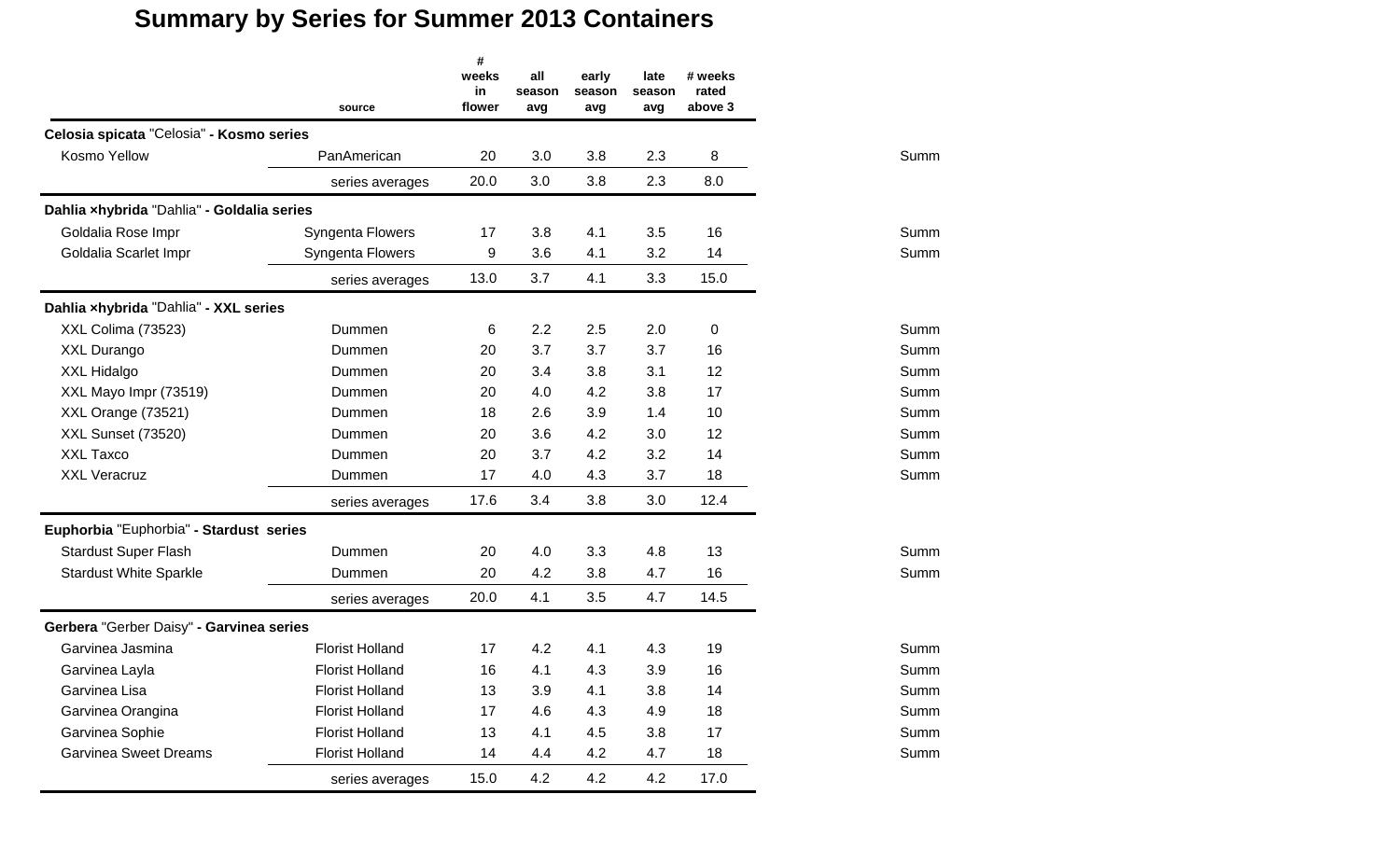# Summary by Series for Summer 2013 Containers

| | source | # weeks in flower | all season avg | early season avg | late season avg | # weeks rated above 3 | |
|---|---|---|---|---|---|---|---|
| **Celosia spicata** "Celosia" **- Kosmo series** | | | | | | | |
| Kosmo Yellow | PanAmerican | 20 | 3.0 | 3.8 | 2.3 | 8 | Summ |
| | series averages | 20.0 | 3.0 | 3.8 | 2.3 | 8.0 | |
| **Dahlia ×hybrida** "Dahlia" **- Goldalia series** | | | | | | | |
| Goldalia Rose Impr | Syngenta Flowers | 17 | 3.8 | 4.1 | 3.5 | 16 | Summ |
| Goldalia Scarlet Impr | Syngenta Flowers | 9 | 3.6 | 4.1 | 3.2 | 14 | Summ |
| | series averages | 13.0 | 3.7 | 4.1 | 3.3 | 15.0 | |
| **Dahlia ×hybrida** "Dahlia" **- XXL series** | | | | | | | |
| XXL Colima (73523) | Dummen | 6 | 2.2 | 2.5 | 2.0 | 0 | Summ |
| XXL Durango | Dummen | 20 | 3.7 | 3.7 | 3.7 | 16 | Summ |
| XXL Hidalgo | Dummen | 20 | 3.4 | 3.8 | 3.1 | 12 | Summ |
| XXL Mayo Impr (73519) | Dummen | 20 | 4.0 | 4.2 | 3.8 | 17 | Summ |
| XXL Orange (73521) | Dummen | 18 | 2.6 | 3.9 | 1.4 | 10 | Summ |
| XXL Sunset (73520) | Dummen | 20 | 3.6 | 4.2 | 3.0 | 12 | Summ |
| XXL Taxco | Dummen | 20 | 3.7 | 4.2 | 3.2 | 14 | Summ |
| XXL Veracruz | Dummen | 17 | 4.0 | 4.3 | 3.7 | 18 | Summ |
| | series averages | 17.6 | 3.4 | 3.8 | 3.0 | 12.4 | |
| **Euphorbia** "Euphorbia" **- Stardust series** | | | | | | | |
| Stardust Super Flash | Dummen | 20 | 4.0 | 3.3 | 4.8 | 13 | Summ |
| Stardust White Sparkle | Dummen | 20 | 4.2 | 3.8 | 4.7 | 16 | Summ |
| | series averages | 20.0 | 4.1 | 3.5 | 4.7 | 14.5 | |
| **Gerbera** "Gerber Daisy" **- Garvinea series** | | | | | | | |
| Garvinea Jasmina | Florist Holland | 17 | 4.2 | 4.1 | 4.3 | 19 | Summ |
| Garvinea Layla | Florist Holland | 16 | 4.1 | 4.3 | 3.9 | 16 | Summ |
| Garvinea Lisa | Florist Holland | 13 | 3.9 | 4.1 | 3.8 | 14 | Summ |
| Garvinea Orangina | Florist Holland | 17 | 4.6 | 4.3 | 4.9 | 18 | Summ |
| Garvinea Sophie | Florist Holland | 13 | 4.1 | 4.5 | 3.8 | 17 | Summ |
| Garvinea Sweet Dreams | Florist Holland | 14 | 4.4 | 4.2 | 4.7 | 18 | Summ |
| | series averages | 15.0 | 4.2 | 4.2 | 4.2 | 17.0 | |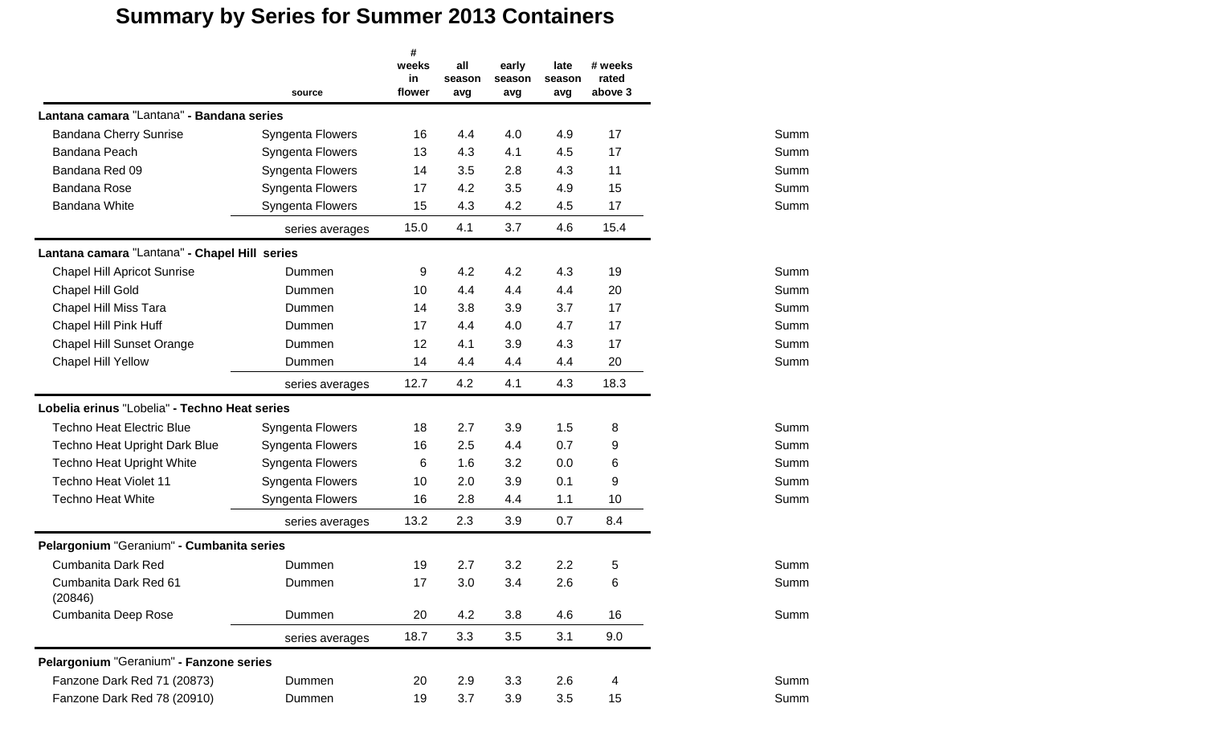# Summary by Series for Summer 2013 Containers

| | source | # weeks in flower | all season avg | early season avg | late season avg | # weeks rated above 3 | |
|---|---|---|---|---|---|---|---|
| **Lantana camara** "Lantana" **- Bandana series** | | | | | | | |
| Bandana Cherry Sunrise | Syngenta Flowers | 16 | 4.4 | 4.0 | 4.9 | 17 | Summ |
| Bandana Peach | Syngenta Flowers | 13 | 4.3 | 4.1 | 4.5 | 17 | Summ |
| Bandana Red 09 | Syngenta Flowers | 14 | 3.5 | 2.8 | 4.3 | 11 | Summ |
| Bandana Rose | Syngenta Flowers | 17 | 4.2 | 3.5 | 4.9 | 15 | Summ |
| Bandana White | Syngenta Flowers | 15 | 4.3 | 4.2 | 4.5 | 17 | Summ |
| | series averages | 15.0 | 4.1 | 3.7 | 4.6 | 15.4 | |
| **Lantana camara** "Lantana" **- Chapel Hill series** | | | | | | | |
| Chapel Hill Apricot Sunrise | Dummen | 9 | 4.2 | 4.2 | 4.3 | 19 | Summ |
| Chapel Hill Gold | Dummen | 10 | 4.4 | 4.4 | 4.4 | 20 | Summ |
| Chapel Hill Miss Tara | Dummen | 14 | 3.8 | 3.9 | 3.7 | 17 | Summ |
| Chapel Hill Pink Huff | Dummen | 17 | 4.4 | 4.0 | 4.7 | 17 | Summ |
| Chapel Hill Sunset Orange | Dummen | 12 | 4.1 | 3.9 | 4.3 | 17 | Summ |
| Chapel Hill Yellow | Dummen | 14 | 4.4 | 4.4 | 4.4 | 20 | Summ |
| | series averages | 12.7 | 4.2 | 4.1 | 4.3 | 18.3 | |
| **Lobelia erinus** "Lobelia" **- Techno Heat series** | | | | | | | |
| Techno Heat Electric Blue | Syngenta Flowers | 18 | 2.7 | 3.9 | 1.5 | 8 | Summ |
| Techno Heat Upright Dark Blue | Syngenta Flowers | 16 | 2.5 | 4.4 | 0.7 | 9 | Summ |
| Techno Heat Upright White | Syngenta Flowers | 6 | 1.6 | 3.2 | 0.0 | 6 | Summ |
| Techno Heat Violet 11 | Syngenta Flowers | 10 | 2.0 | 3.9 | 0.1 | 9 | Summ |
| Techno Heat White | Syngenta Flowers | 16 | 2.8 | 4.4 | 1.1 | 10 | Summ |
| | series averages | 13.2 | 2.3 | 3.9 | 0.7 | 8.4 | |
| **Pelargonium** "Geranium" **- Cumbanita series** | | | | | | | |
| Cumbanita Dark Red | Dummen | 19 | 2.7 | 3.2 | 2.2 | 5 | Summ |
| Cumbanita Dark Red 61 (20846) | Dummen | 17 | 3.0 | 3.4 | 2.6 | 6 | Summ |
| Cumbanita Deep Rose | Dummen | 20 | 4.2 | 3.8 | 4.6 | 16 | Summ |
| | series averages | 18.7 | 3.3 | 3.5 | 3.1 | 9.0 | |
| **Pelargonium** "Geranium" **- Fanzone series** | | | | | | | |
| Fanzone Dark Red 71 (20873) | Dummen | 20 | 2.9 | 3.3 | 2.6 | 4 | Summ |
| Fanzone Dark Red 78 (20910) | Dummen | 19 | 3.7 | 3.9 | 3.5 | 15 | Summ |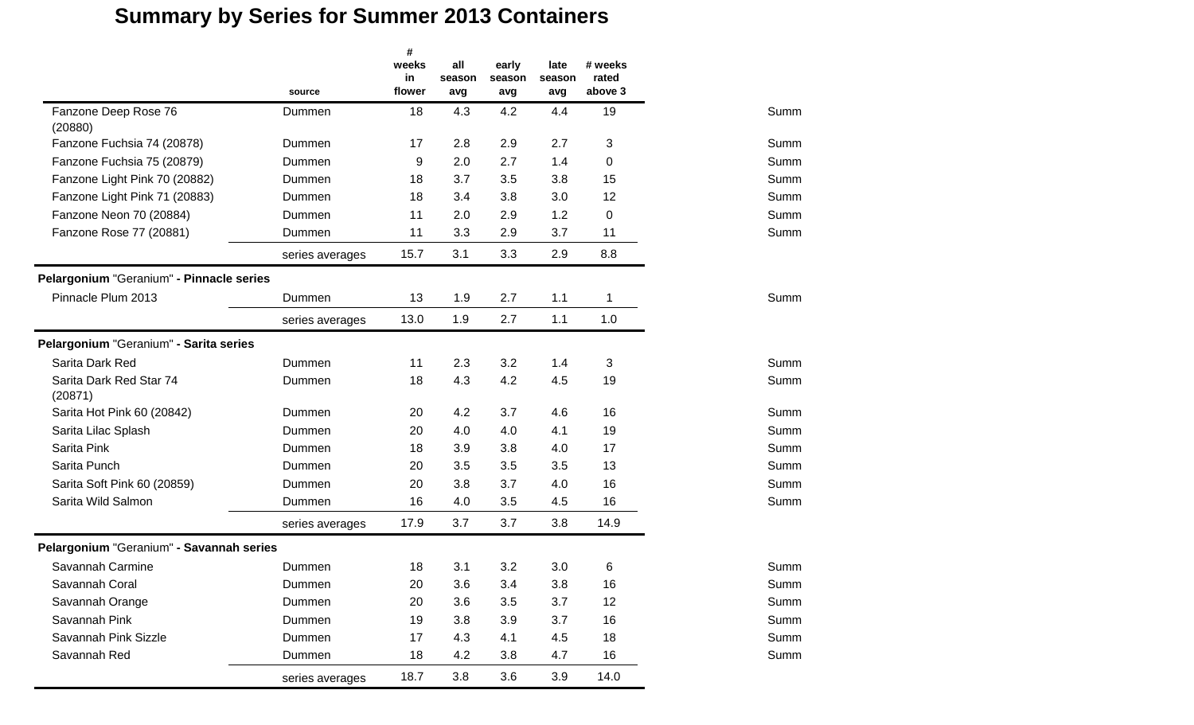# Summary by Series for Summer 2013 Containers

| | source | # weeks in flower | all season avg | early season avg | late season avg | # weeks rated above 3 | |
|---|---|---|---|---|---|---|---|
| Fanzone Deep Rose 76 (20880) | Dummen | 18 | 4.3 | 4.2 | 4.4 | 19 | Summ |
| Fanzone Fuchsia 74 (20878) | Dummen | 17 | 2.8 | 2.9 | 2.7 | 3 | Summ |
| Fanzone Fuchsia 75 (20879) | Dummen | 9 | 2.0 | 2.7 | 1.4 | 0 | Summ |
| Fanzone Light Pink 70 (20882) | Dummen | 18 | 3.7 | 3.5 | 3.8 | 15 | Summ |
| Fanzone Light Pink 71 (20883) | Dummen | 18 | 3.4 | 3.8 | 3.0 | 12 | Summ |
| Fanzone Neon 70 (20884) | Dummen | 11 | 2.0 | 2.9 | 1.2 | 0 | Summ |
| Fanzone Rose 77 (20881) | Dummen | 11 | 3.3 | 2.9 | 3.7 | 11 | Summ |
| | series averages | 15.7 | 3.1 | 3.3 | 2.9 | 8.8 | |
| **Pelargonium** "Geranium" **- Pinnacle series** | | | | | | | |
| Pinnacle Plum 2013 | Dummen | 13 | 1.9 | 2.7 | 1.1 | 1 | Summ |
| | series averages | 13.0 | 1.9 | 2.7 | 1.1 | 1.0 | |
| **Pelargonium** "Geranium" **- Sarita series** | | | | | | | |
| Sarita Dark Red | Dummen | 11 | 2.3 | 3.2 | 1.4 | 3 | Summ |
| Sarita Dark Red Star 74 (20871) | Dummen | 18 | 4.3 | 4.2 | 4.5 | 19 | Summ |
| Sarita Hot Pink 60 (20842) | Dummen | 20 | 4.2 | 3.7 | 4.6 | 16 | Summ |
| Sarita Lilac Splash | Dummen | 20 | 4.0 | 4.0 | 4.1 | 19 | Summ |
| Sarita Pink | Dummen | 18 | 3.9 | 3.8 | 4.0 | 17 | Summ |
| Sarita Punch | Dummen | 20 | 3.5 | 3.5 | 3.5 | 13 | Summ |
| Sarita Soft Pink 60 (20859) | Dummen | 20 | 3.8 | 3.7 | 4.0 | 16 | Summ |
| Sarita Wild Salmon | Dummen | 16 | 4.0 | 3.5 | 4.5 | 16 | Summ |
| | series averages | 17.9 | 3.7 | 3.7 | 3.8 | 14.9 | |
| **Pelargonium** "Geranium" **- Savannah series** | | | | | | | |
| Savannah Carmine | Dummen | 18 | 3.1 | 3.2 | 3.0 | 6 | Summ |
| Savannah Coral | Dummen | 20 | 3.6 | 3.4 | 3.8 | 16 | Summ |
| Savannah Orange | Dummen | 20 | 3.6 | 3.5 | 3.7 | 12 | Summ |
| Savannah Pink | Dummen | 19 | 3.8 | 3.9 | 3.7 | 16 | Summ |
| Savannah Pink Sizzle | Dummen | 17 | 4.3 | 4.1 | 4.5 | 18 | Summ |
| Savannah Red | Dummen | 18 | 4.2 | 3.8 | 4.7 | 16 | Summ |
| | series averages | 18.7 | 3.8 | 3.6 | 3.9 | 14.0 | |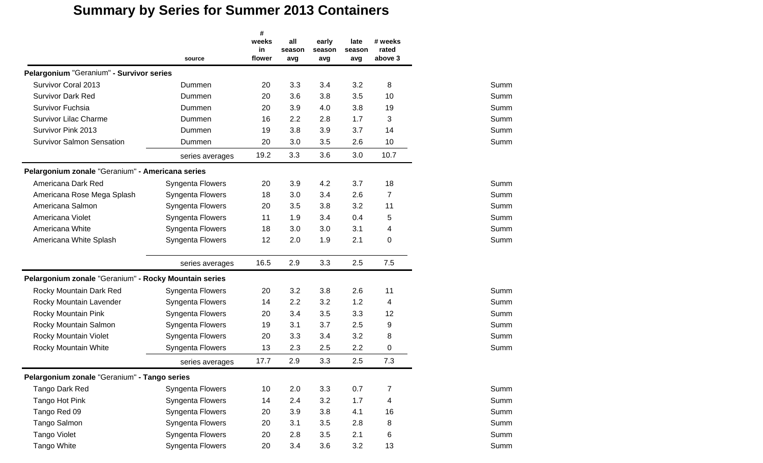# Summary by Series for Summer 2013 Containers

| | source | # weeks in flower | all season avg | early season avg | late season avg | # weeks rated above 3 | |
|---|---|---|---|---|---|---|---|
| **Pelargonium** "Geranium" **- Survivor series** | | | | | | | |
| Survivor Coral 2013 | Dummen | 20 | 3.3 | 3.4 | 3.2 | 8 | Summ |
| Survivor Dark Red | Dummen | 20 | 3.6 | 3.8 | 3.5 | 10 | Summ |
| Survivor Fuchsia | Dummen | 20 | 3.9 | 4.0 | 3.8 | 19 | Summ |
| Survivor Lilac Charme | Dummen | 16 | 2.2 | 2.8 | 1.7 | 3 | Summ |
| Survivor Pink 2013 | Dummen | 19 | 3.8 | 3.9 | 3.7 | 14 | Summ |
| Survivor Salmon Sensation | Dummen | 20 | 3.0 | 3.5 | 2.6 | 10 | Summ |
| | series averages | 19.2 | 3.3 | 3.6 | 3.0 | 10.7 | |
| **Pelargonium zonale** "Geranium" **- Americana series** | | | | | | | |
| Americana Dark Red | Syngenta Flowers | 20 | 3.9 | 4.2 | 3.7 | 18 | Summ |
| Americana Rose Mega Splash | Syngenta Flowers | 18 | 3.0 | 3.4 | 2.6 | 7 | Summ |
| Americana Salmon | Syngenta Flowers | 20 | 3.5 | 3.8 | 3.2 | 11 | Summ |
| Americana Violet | Syngenta Flowers | 11 | 1.9 | 3.4 | 0.4 | 5 | Summ |
| Americana White | Syngenta Flowers | 18 | 3.0 | 3.0 | 3.1 | 4 | Summ |
| Americana White Splash | Syngenta Flowers | 12 | 2.0 | 1.9 | 2.1 | 0 | Summ |
| | series averages | 16.5 | 2.9 | 3.3 | 2.5 | 7.5 | |
| **Pelargonium zonale** "Geranium" **- Rocky Mountain series** | | | | | | | |
| Rocky Mountain Dark Red | Syngenta Flowers | 20 | 3.2 | 3.8 | 2.6 | 11 | Summ |
| Rocky Mountain Lavender | Syngenta Flowers | 14 | 2.2 | 3.2 | 1.2 | 4 | Summ |
| Rocky Mountain Pink | Syngenta Flowers | 20 | 3.4 | 3.5 | 3.3 | 12 | Summ |
| Rocky Mountain Salmon | Syngenta Flowers | 19 | 3.1 | 3.7 | 2.5 | 9 | Summ |
| Rocky Mountain Violet | Syngenta Flowers | 20 | 3.3 | 3.4 | 3.2 | 8 | Summ |
| Rocky Mountain White | Syngenta Flowers | 13 | 2.3 | 2.5 | 2.2 | 0 | Summ |
| | series averages | 17.7 | 2.9 | 3.3 | 2.5 | 7.3 | |
| **Pelargonium zonale** "Geranium" **- Tango series** | | | | | | | |
| Tango Dark Red | Syngenta Flowers | 10 | 2.0 | 3.3 | 0.7 | 7 | Summ |
| Tango Hot Pink | Syngenta Flowers | 14 | 2.4 | 3.2 | 1.7 | 4 | Summ |
| Tango Red 09 | Syngenta Flowers | 20 | 3.9 | 3.8 | 4.1 | 16 | Summ |
| Tango Salmon | Syngenta Flowers | 20 | 3.1 | 3.5 | 2.8 | 8 | Summ |
| Tango Violet | Syngenta Flowers | 20 | 2.8 | 3.5 | 2.1 | 6 | Summ |
| Tango White | Syngenta Flowers | 20 | 3.4 | 3.6 | 3.2 | 13 | Summ |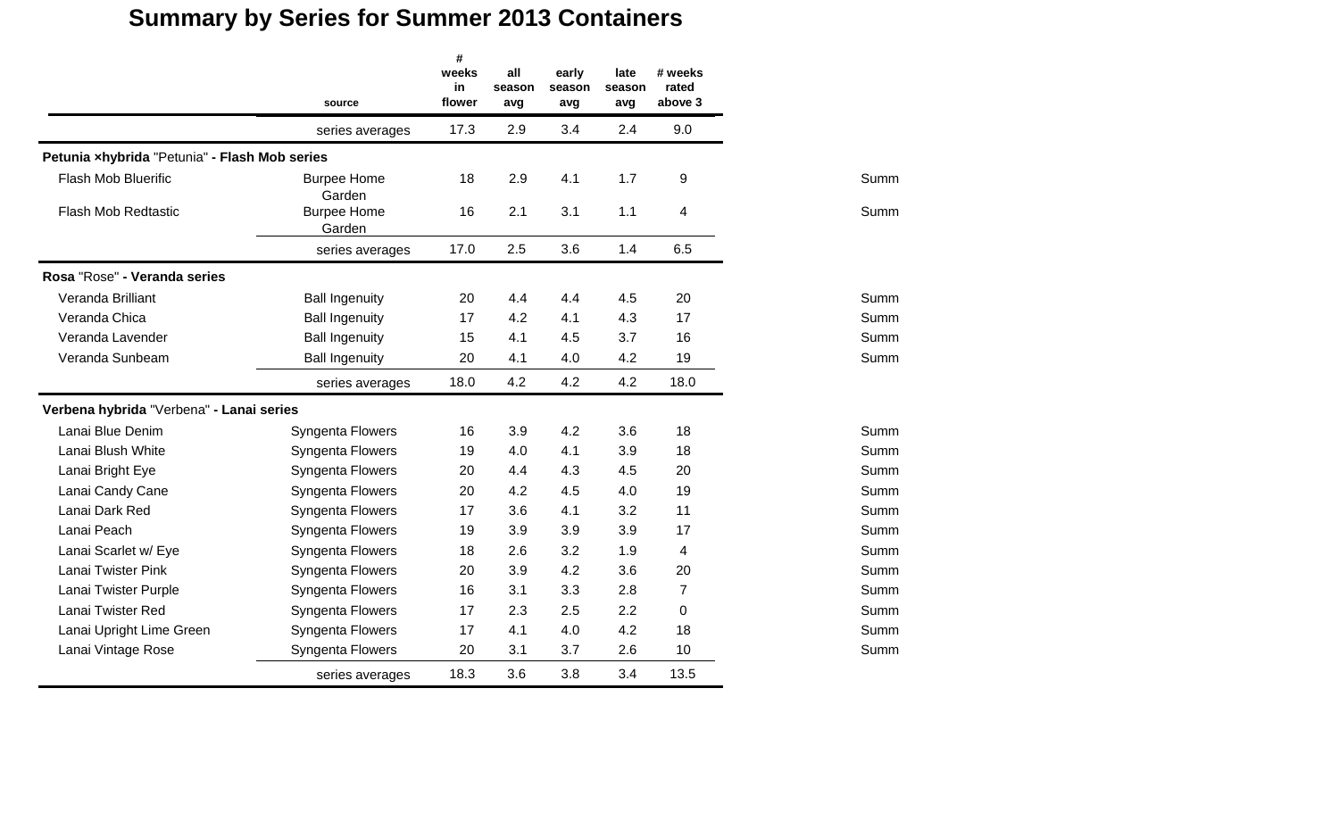# Summary by Series for Summer 2013 Containers

| | source | # weeks in flower | all season avg | early season avg | late season avg | # weeks rated above 3 | |
|---|---|---|---|---|---|---|---|
| | series averages | 17.3 | 2.9 | 3.4 | 2.4 | 9.0 | |
| **Petunia ×hybrida** "Petunia" **- Flash Mob series** | | | | | | | |
| Flash Mob Bluerific | Burpee Home Garden | 18 | 2.9 | 4.1 | 1.7 | 9 | Summ |
| Flash Mob Redtastic | Burpee Home Garden | 16 | 2.1 | 3.1 | 1.1 | 4 | Summ |
| | series averages | 17.0 | 2.5 | 3.6 | 1.4 | 6.5 | |
| **Rosa** "Rose" **- Veranda series** | | | | | | | |
| Veranda Brilliant | Ball Ingenuity | 20 | 4.4 | 4.4 | 4.5 | 20 | Summ |
| Veranda Chica | Ball Ingenuity | 17 | 4.2 | 4.1 | 4.3 | 17 | Summ |
| Veranda Lavender | Ball Ingenuity | 15 | 4.1 | 4.5 | 3.7 | 16 | Summ |
| Veranda Sunbeam | Ball Ingenuity | 20 | 4.1 | 4.0 | 4.2 | 19 | Summ |
| | series averages | 18.0 | 4.2 | 4.2 | 4.2 | 18.0 | |
| **Verbena hybrida** "Verbena" **- Lanai series** | | | | | | | |
| Lanai Blue Denim | Syngenta Flowers | 16 | 3.9 | 4.2 | 3.6 | 18 | Summ |
| Lanai Blush White | Syngenta Flowers | 19 | 4.0 | 4.1 | 3.9 | 18 | Summ |
| Lanai Bright Eye | Syngenta Flowers | 20 | 4.4 | 4.3 | 4.5 | 20 | Summ |
| Lanai Candy Cane | Syngenta Flowers | 20 | 4.2 | 4.5 | 4.0 | 19 | Summ |
| Lanai Dark Red | Syngenta Flowers | 17 | 3.6 | 4.1 | 3.2 | 11 | Summ |
| Lanai Peach | Syngenta Flowers | 19 | 3.9 | 3.9 | 3.9 | 17 | Summ |
| Lanai Scarlet w/ Eye | Syngenta Flowers | 18 | 2.6 | 3.2 | 1.9 | 4 | Summ |
| Lanai Twister Pink | Syngenta Flowers | 20 | 3.9 | 4.2 | 3.6 | 20 | Summ |
| Lanai Twister Purple | Syngenta Flowers | 16 | 3.1 | 3.3 | 2.8 | 7 | Summ |
| Lanai Twister Red | Syngenta Flowers | 17 | 2.3 | 2.5 | 2.2 | 0 | Summ |
| Lanai Upright Lime Green | Syngenta Flowers | 17 | 4.1 | 4.0 | 4.2 | 18 | Summ |
| Lanai Vintage Rose | Syngenta Flowers | 20 | 3.1 | 3.7 | 2.6 | 10 | Summ |
| | series averages | 18.3 | 3.6 | 3.8 | 3.4 | 13.5 | |